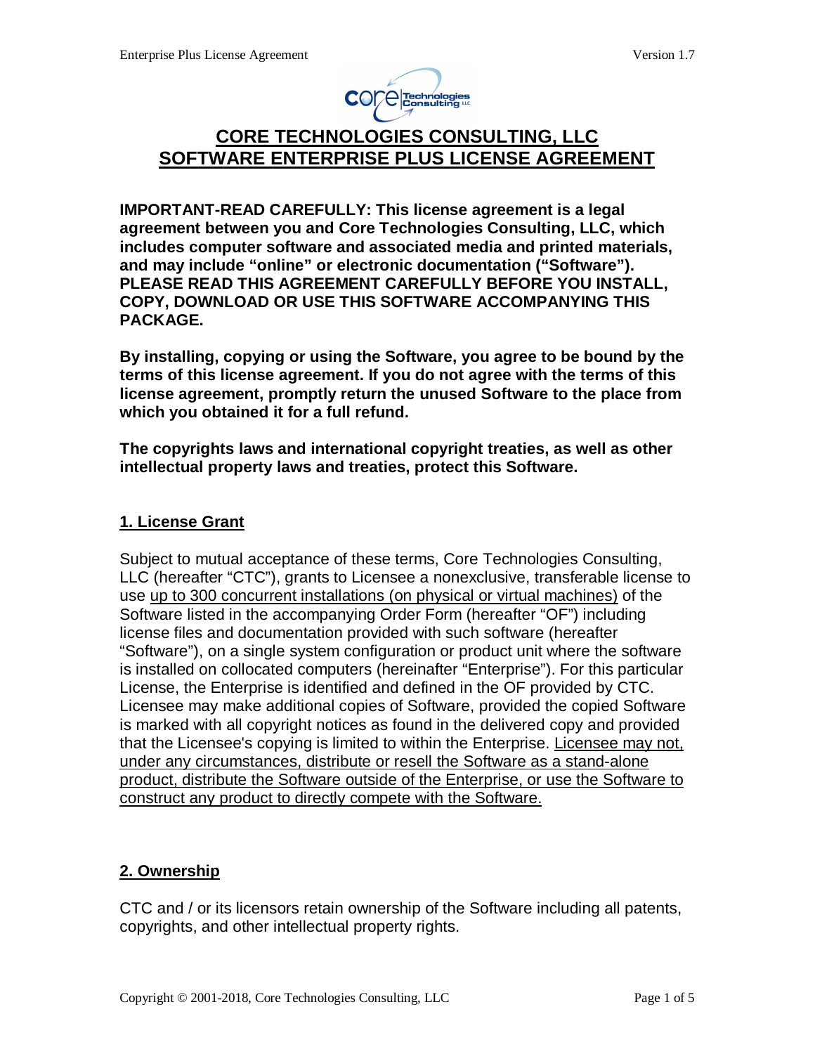# CORE TECHNOLOGIES CONSULTING, LLC
# SOFTWARE ENTERPRISE PLUS LICENSE AGREEMENT

**IMPORTANT-READ CAREFULLY: This license agreement is a legal agreement between you and Core Technologies Consulting, LLC, which includes computer software and associated media and printed materials, and may include "online" or electronic documentation ("Software"). PLEASE READ THIS AGREEMENT CAREFULLY BEFORE YOU INSTALL, COPY, DOWNLOAD OR USE THIS SOFTWARE ACCOMPANYING THIS PACKAGE.**

**By installing, copying or using the Software, you agree to be bound by the terms of this license agreement. If you do not agree with the terms of this license agreement, promptly return the unused Software to the place from which you obtained it for a full refund.**

**The copyrights laws and international copyright treaties, as well as other intellectual property laws and treaties, protect this Software.**

## 1. License Grant

Subject to mutual acceptance of these terms, Core Technologies Consulting, LLC (hereafter "CTC"), grants to Licensee a nonexclusive, transferable license to use up to 300 concurrent installations (on physical or virtual machines) of the Software listed in the accompanying Order Form (hereafter "OF") including license files and documentation provided with such software (hereafter "Software"), on a single system configuration or product unit where the software is installed on collocated computers (hereinafter "Enterprise"). For this particular License, the Enterprise is identified and defined in the OF provided by CTC. Licensee may make additional copies of Software, provided the copied Software is marked with all copyright notices as found in the delivered copy and provided that the Licensee's copying is limited to within the Enterprise. Licensee may not, under any circumstances, distribute or resell the Software as a stand-alone product, distribute the Software outside of the Enterprise, or use the Software to construct any product to directly compete with the Software.

## 2. Ownership

CTC and / or its licensors retain ownership of the Software including all patents, copyrights, and other intellectual property rights.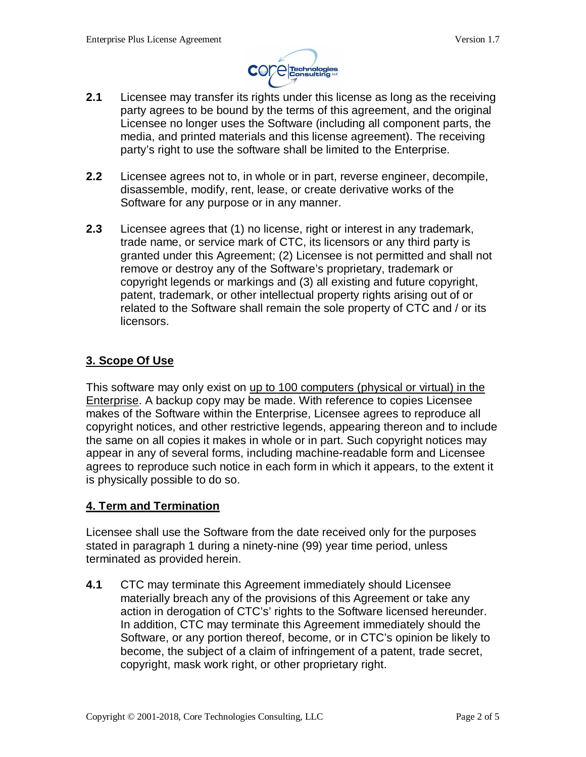**2.1** Licensee may transfer its rights under this license as long as the receiving party agrees to be bound by the terms of this agreement, and the original Licensee no longer uses the Software (including all component parts, the media, and printed materials and this license agreement). The receiving party's right to use the software shall be limited to the Enterprise.

**2.2** Licensee agrees not to, in whole or in part, reverse engineer, decompile, disassemble, modify, rent, lease, or create derivative works of the Software for any purpose or in any manner.

**2.3** Licensee agrees that (1) no license, right or interest in any trademark, trade name, or service mark of CTC, its licensors or any third party is granted under this Agreement; (2) Licensee is not permitted and shall not remove or destroy any of the Software's proprietary, trademark or copyright legends or markings and (3) all existing and future copyright, patent, trademark, or other intellectual property rights arising out of or related to the Software shall remain the sole property of CTC and / or its licensors.

## 3. Scope Of Use

This software may only exist on up to 100 computers (physical or virtual) in the Enterprise. A backup copy may be made. With reference to copies Licensee makes of the Software within the Enterprise, Licensee agrees to reproduce all copyright notices, and other restrictive legends, appearing thereon and to include the same on all copies it makes in whole or in part. Such copyright notices may appear in any of several forms, including machine-readable form and Licensee agrees to reproduce such notice in each form in which it appears, to the extent it is physically possible to do so.

## 4. Term and Termination

Licensee shall use the Software from the date received only for the purposes stated in paragraph 1 during a ninety-nine (99) year time period, unless terminated as provided herein.

**4.1** CTC may terminate this Agreement immediately should Licensee materially breach any of the provisions of this Agreement or take any action in derogation of CTC's' rights to the Software licensed hereunder. In addition, CTC may terminate this Agreement immediately should the Software, or any portion thereof, become, or in CTC's opinion be likely to become, the subject of a claim of infringement of a patent, trade secret, copyright, mask work right, or other proprietary right.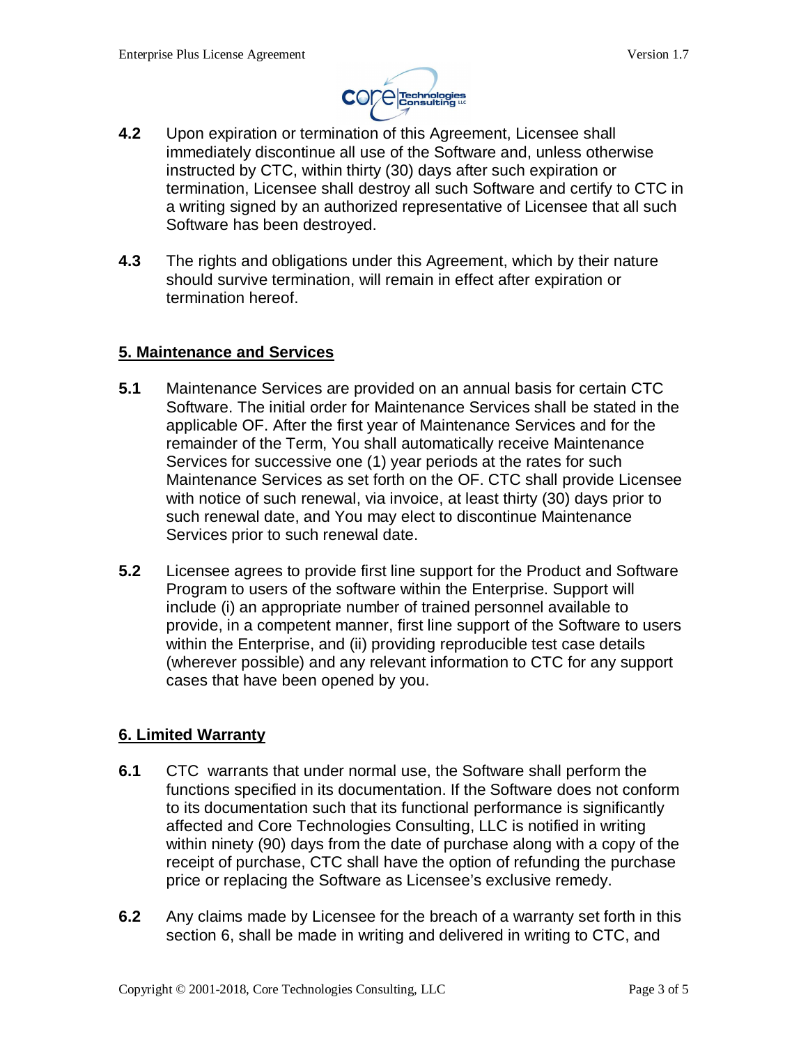**4.2** Upon expiration or termination of this Agreement, Licensee shall immediately discontinue all use of the Software and, unless otherwise instructed by CTC, within thirty (30) days after such expiration or termination, Licensee shall destroy all such Software and certify to CTC in a writing signed by an authorized representative of Licensee that all such Software has been destroyed.

**4.3** The rights and obligations under this Agreement, which by their nature should survive termination, will remain in effect after expiration or termination hereof.

## 5. Maintenance and Services

**5.1** Maintenance Services are provided on an annual basis for certain CTC Software. The initial order for Maintenance Services shall be stated in the applicable OF. After the first year of Maintenance Services and for the remainder of the Term, You shall automatically receive Maintenance Services for successive one (1) year periods at the rates for such Maintenance Services as set forth on the OF. CTC shall provide Licensee with notice of such renewal, via invoice, at least thirty (30) days prior to such renewal date, and You may elect to discontinue Maintenance Services prior to such renewal date.

**5.2** Licensee agrees to provide first line support for the Product and Software Program to users of the software within the Enterprise. Support will include (i) an appropriate number of trained personnel available to provide, in a competent manner, first line support of the Software to users within the Enterprise, and (ii) providing reproducible test case details (wherever possible) and any relevant information to CTC for any support cases that have been opened by you.

## 6. Limited Warranty

**6.1** CTC warrants that under normal use, the Software shall perform the functions specified in its documentation. If the Software does not conform to its documentation such that its functional performance is significantly affected and Core Technologies Consulting, LLC is notified in writing within ninety (90) days from the date of purchase along with a copy of the receipt of purchase, CTC shall have the option of refunding the purchase price or replacing the Software as Licensee's exclusive remedy.

**6.2** Any claims made by Licensee for the breach of a warranty set forth in this section 6, shall be made in writing and delivered in writing to CTC, and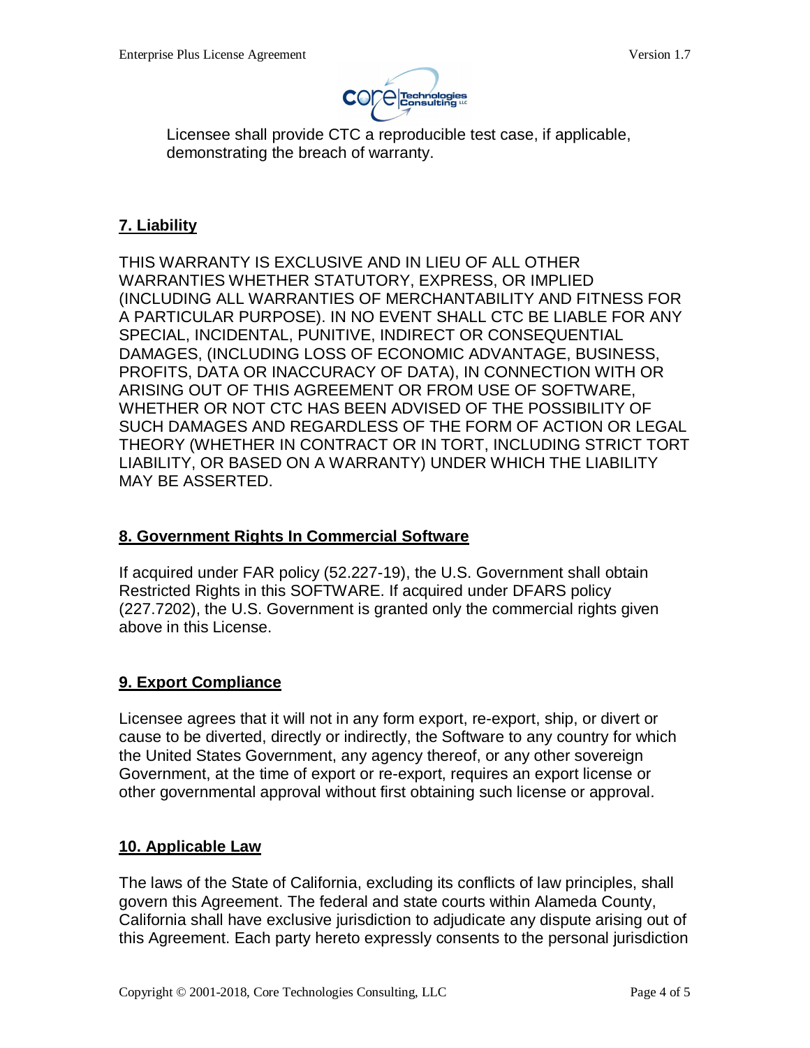Licensee shall provide CTC a reproducible test case, if applicable, demonstrating the breach of warranty.

## 7. Liability

THIS WARRANTY IS EXCLUSIVE AND IN LIEU OF ALL OTHER WARRANTIES WHETHER STATUTORY, EXPRESS, OR IMPLIED (INCLUDING ALL WARRANTIES OF MERCHANTABILITY AND FITNESS FOR A PARTICULAR PURPOSE). IN NO EVENT SHALL CTC BE LIABLE FOR ANY SPECIAL, INCIDENTAL, PUNITIVE, INDIRECT OR CONSEQUENTIAL DAMAGES, (INCLUDING LOSS OF ECONOMIC ADVANTAGE, BUSINESS, PROFITS, DATA OR INACCURACY OF DATA), IN CONNECTION WITH OR ARISING OUT OF THIS AGREEMENT OR FROM USE OF SOFTWARE, WHETHER OR NOT CTC HAS BEEN ADVISED OF THE POSSIBILITY OF SUCH DAMAGES AND REGARDLESS OF THE FORM OF ACTION OR LEGAL THEORY (WHETHER IN CONTRACT OR IN TORT, INCLUDING STRICT TORT LIABILITY, OR BASED ON A WARRANTY) UNDER WHICH THE LIABILITY MAY BE ASSERTED.

## 8. Government Rights In Commercial Software

If acquired under FAR policy (52.227-19), the U.S. Government shall obtain Restricted Rights in this SOFTWARE. If acquired under DFARS policy (227.7202), the U.S. Government is granted only the commercial rights given above in this License.

## 9. Export Compliance

Licensee agrees that it will not in any form export, re-export, ship, or divert or cause to be diverted, directly or indirectly, the Software to any country for which the United States Government, any agency thereof, or any other sovereign Government, at the time of export or re-export, requires an export license or other governmental approval without first obtaining such license or approval.

## 10. Applicable Law

The laws of the State of California, excluding its conflicts of law principles, shall govern this Agreement. The federal and state courts within Alameda County, California shall have exclusive jurisdiction to adjudicate any dispute arising out of this Agreement. Each party hereto expressly consents to the personal jurisdiction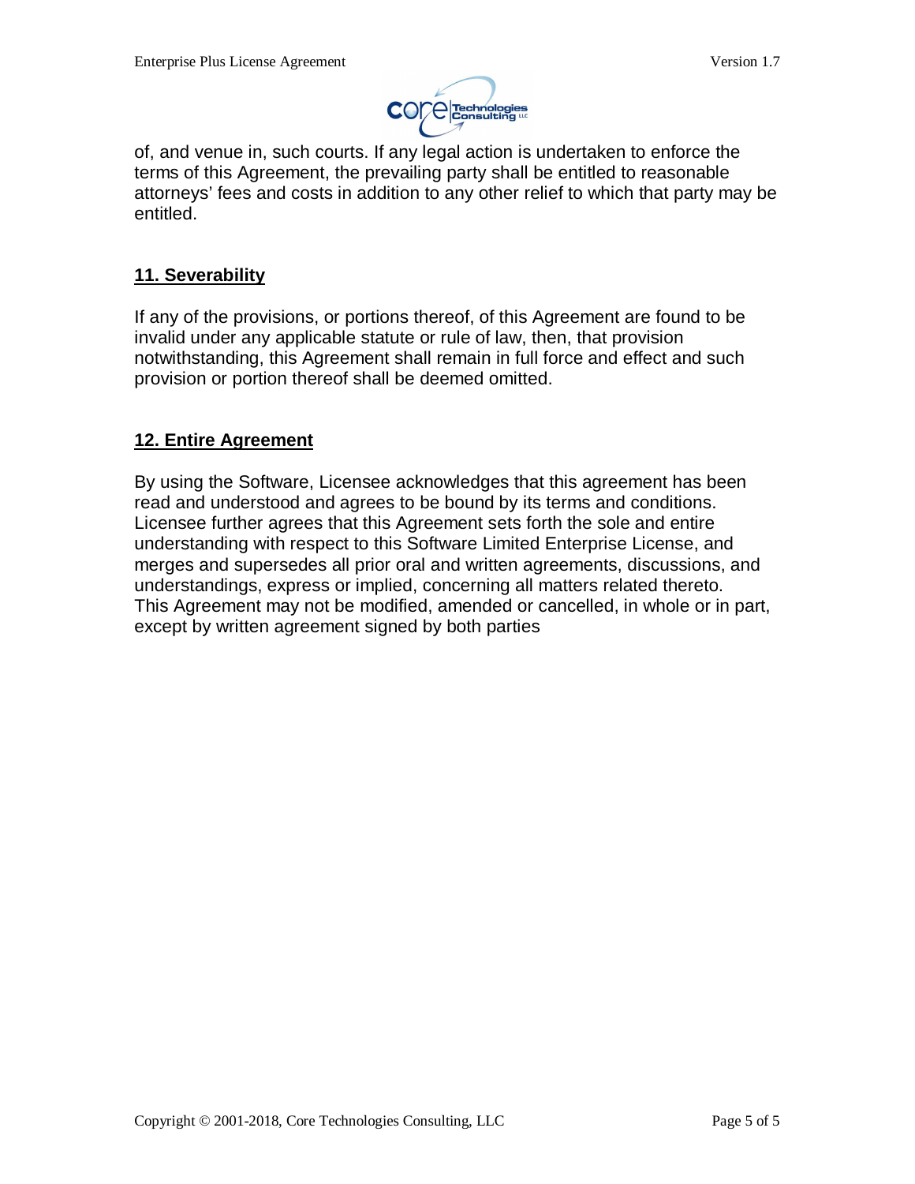of, and venue in, such courts. If any legal action is undertaken to enforce the terms of this Agreement, the prevailing party shall be entitled to reasonable attorneys' fees and costs in addition to any other relief to which that party may be entitled.

## 11. Severability

If any of the provisions, or portions thereof, of this Agreement are found to be invalid under any applicable statute or rule of law, then, that provision notwithstanding, this Agreement shall remain in full force and effect and such provision or portion thereof shall be deemed omitted.

## 12. Entire Agreement

By using the Software, Licensee acknowledges that this agreement has been read and understood and agrees to be bound by its terms and conditions. Licensee further agrees that this Agreement sets forth the sole and entire understanding with respect to this Software Limited Enterprise License, and merges and supersedes all prior oral and written agreements, discussions, and understandings, express or implied, concerning all matters related thereto. This Agreement may not be modified, amended or cancelled, in whole or in part, except by written agreement signed by both parties